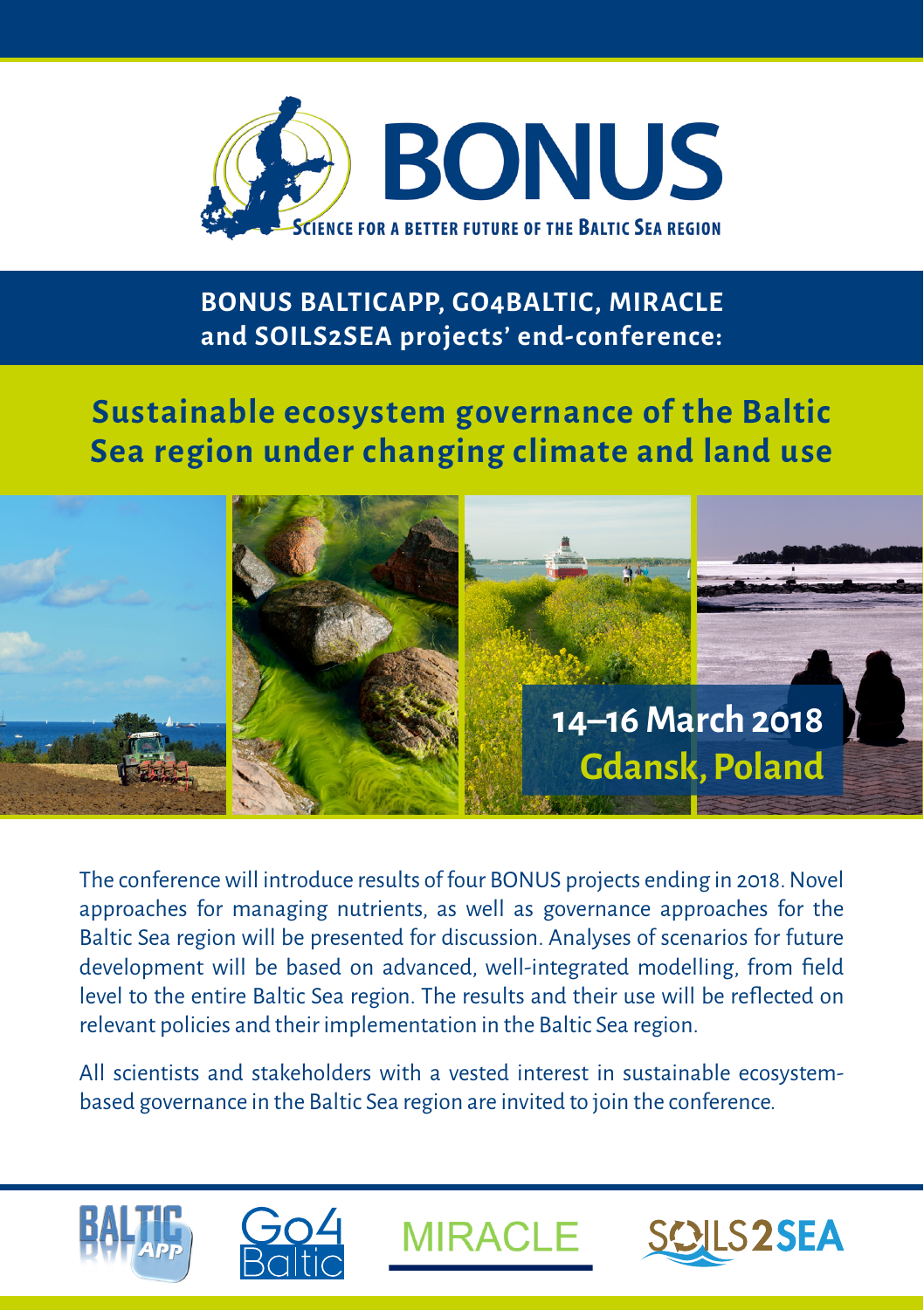# BONUS

SCIENCE FOR A BETTER FUTURE OF THE BALTIC SEA REGION

**BONUS BALTICAPP, GO4BALTIC, MIRACLE and SOILS2SEA projects' end-conference:**

## Sustainable ecosystem governance of the Baltic Sea region under changing climate and land use

**14–16 March 2018**
**Gdansk, Poland**

The conference will introduce results of four BONUS projects ending in 2018. Novel approaches for managing nutrients, as well as governance approaches for the Baltic Sea region will be presented for discussion. Analyses of scenarios for future development will be based on advanced, well-integrated modelling, from field level to the entire Baltic Sea region. The results and their use will be reflected on relevant policies and their implementation in the Baltic Sea region.

All scientists and stakeholders with a vested interest in sustainable ecosystem-based governance in the Baltic Sea region are invited to join the conference.

BALTIC APP | Go4 Baltic | MIRACLE | SOILS2SEA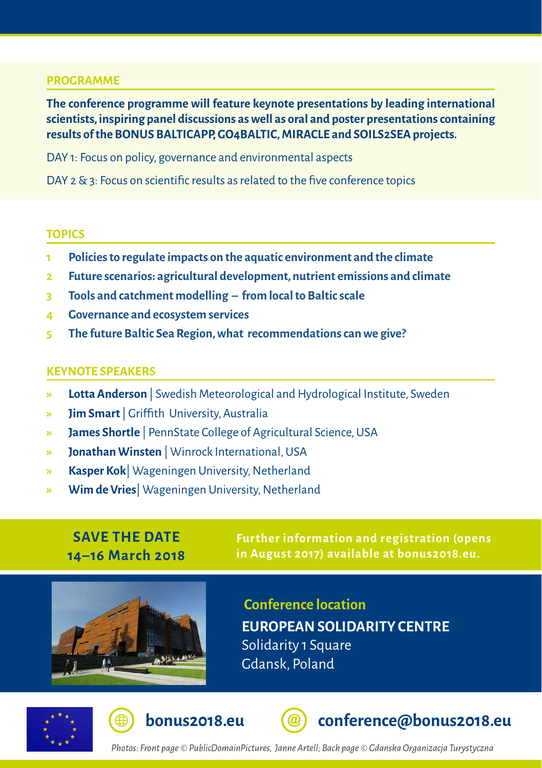## PROGRAMME

**The conference programme will feature keynote presentations by leading international scientists, inspiring panel discussions as well as oral and poster presentations containing results of the BONUS BALTICAPP, GO4BALTIC, MIRACLE and SOILS2SEA projects.**

DAY 1: Focus on policy, governance and environmental aspects

DAY 2 & 3: Focus on scientific results as related to the five conference topics

## TOPICS

1. **Policies to regulate impacts on the aquatic environment and the climate**
2. **Future scenarios: agricultural development, nutrient emissions and climate**
3. **Tools and catchment modelling – from local to Baltic scale**
4. **Governance and ecosystem services**
5. **The future Baltic Sea Region, what recommendations can we give?**

## KEYNOTE SPEAKERS

- **Lotta Anderson** | Swedish Meteorological and Hydrological Institute, Sweden
- **Jim Smart** | Griffith University, Australia
- **James Shortle** | PennState College of Agricultural Science, USA
- **Jonathan Winsten** | Winrock International, USA
- **Kasper Kok** | Wageningen University, Netherland
- **Wim de Vries** | Wageningen University, Netherland

**SAVE THE DATE**
**14–16 March 2018**

**Further information and registration (opens in August 2017) available at bonus2018.eu.**

### Conference location

**EUROPEAN SOLIDARITY CENTRE**
Solidarity 1 Square
Gdansk, Poland

**bonus2018.eu** **conference@bonus2018.eu**

*Photos: Front page © PublicDomainPictures, Janne Artell; Back page © Gdanska Organizacja Turystyczna*